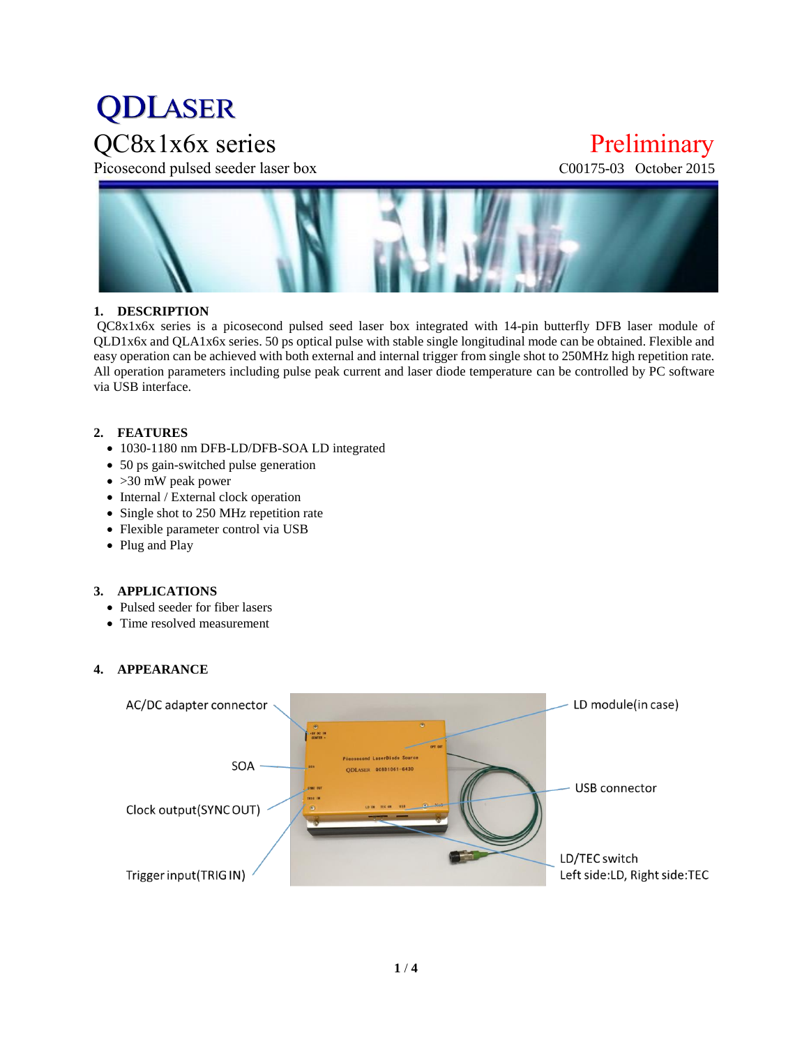QDLASER

# QC8x1x6x series

Preliminary

Picosecond pulsed seeder laser box

C00175-03 October 2015

## 1. DESCRIPTION

QC8x1x6x series is a picosecond pulsed seed laser box integrated with 14-pin butterfly DFB laser module of QLD1x6x and QLA1x6x series. 50 ps optical pulse with stable single longitudinal mode can be obtained. Flexible and easy operation can be achieved with both external and internal trigger from single shot to 250MHz high repetition rate. All operation parameters including pulse peak current and laser diode temperature can be controlled by PC software via USB interface.

## 2. FEATURES

- 1030-1180 nm DFB-LD/DFB-SOA LD integrated
- 50 ps gain-switched pulse generation
- >30 mW peak power
- Internal / External clock operation
- Single shot to 250 MHz repetition rate
- Flexible parameter control via USB
- Plug and Play

## 3. APPLICATIONS

- Pulsed seeder for fiber lasers
- Time resolved measurement

## 4. APPEARANCE

AC/DC adapter connector

SOA

Clock output(SYNC OUT)

Trigger input(TRIG IN)

LD module(in case)

USB connector

LD/TEC switch
Left side:LD, Right side:TEC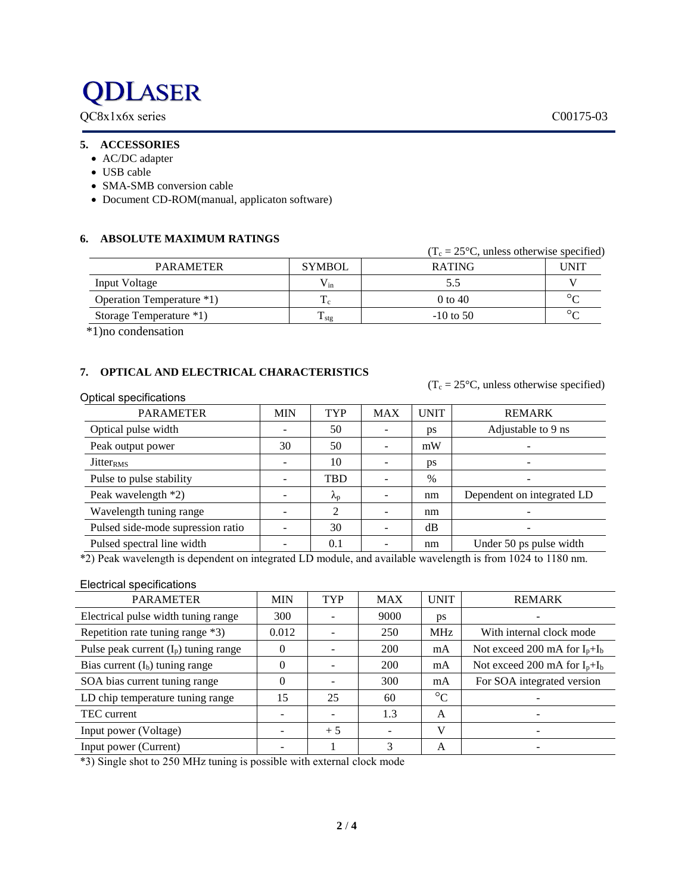## 5. ACCESSORIES

- AC/DC adapter
- USB cable
- SMA-SMB conversion cable
- Document CD-ROM(manual, applicaton software)

## 6. ABSOLUTE MAXIMUM RATINGS

($T_c$ = 25°C, unless otherwise specified)

| PARAMETER | SYMBOL | RATING | UNIT |
|---|---|---|---|
| Input Voltage | $V_{in}$ | 5.5 | V |
| Operation Temperature *1) | $T_c$ | 0 to 40 | °C |
| Storage Temperature *1) | $T_{stg}$ | -10 to 50 | °C |

*1)no condensation

## 7. OPTICAL AND ELECTRICAL CHARACTERISTICS

($T_c$ = 25°C, unless otherwise specified)

Optical specifications

| PARAMETER | MIN | TYP | MAX | UNIT | REMARK |
|---|---|---|---|---|---|
| Optical pulse width | - | 50 | - | ps | Adjustable to 9 ns |
| Peak output power | 30 | 50 | - | mW | - |
| $Jitter_{RMS}$ | - | 10 | - | ps | - |
| Pulse to pulse stability | - | TBD | - | % | - |
| Peak wavelength *2) | - | $\lambda_p$ | - | nm | Dependent on integrated LD |
| Wavelength tuning range | - | 2 | - | nm | - |
| Pulsed side-mode supression ratio | - | 30 | - | dB | - |
| Pulsed spectral line width | - | 0.1 | - | nm | Under 50 ps pulse width |

*2) Peak wavelength is dependent on integrated LD module, and available wavelength is from 1024 to 1180 nm.

Electrical specifications

| PARAMETER | MIN | TYP | MAX | UNIT | REMARK |
|---|---|---|---|---|---|
| Electrical pulse width tuning range | 300 | - | 9000 | ps | - |
| Repetition rate tuning range *3) | 0.012 | - | 250 | MHz | With internal clock mode |
| Pulse peak current ($I_p$) tuning range | 0 | - | 200 | mA | Not exceed 200 mA for $I_p$+$I_b$ |
| Bias current ($I_b$) tuning range | 0 | - | 200 | mA | Not exceed 200 mA for $I_p$+$I_b$ |
| SOA bias current tuning range | 0 | - | 300 | mA | For SOA integrated version |
| LD chip temperature tuning range | 15 | 25 | 60 | °C | - |
| TEC current | - | - | 1.3 | A | - |
| Input power (Voltage) | - | + 5 | - | V | - |
| Input power (Current) | - | 1 | 3 | A | - |

*3) Single shot to 250 MHz tuning is possible with external clock mode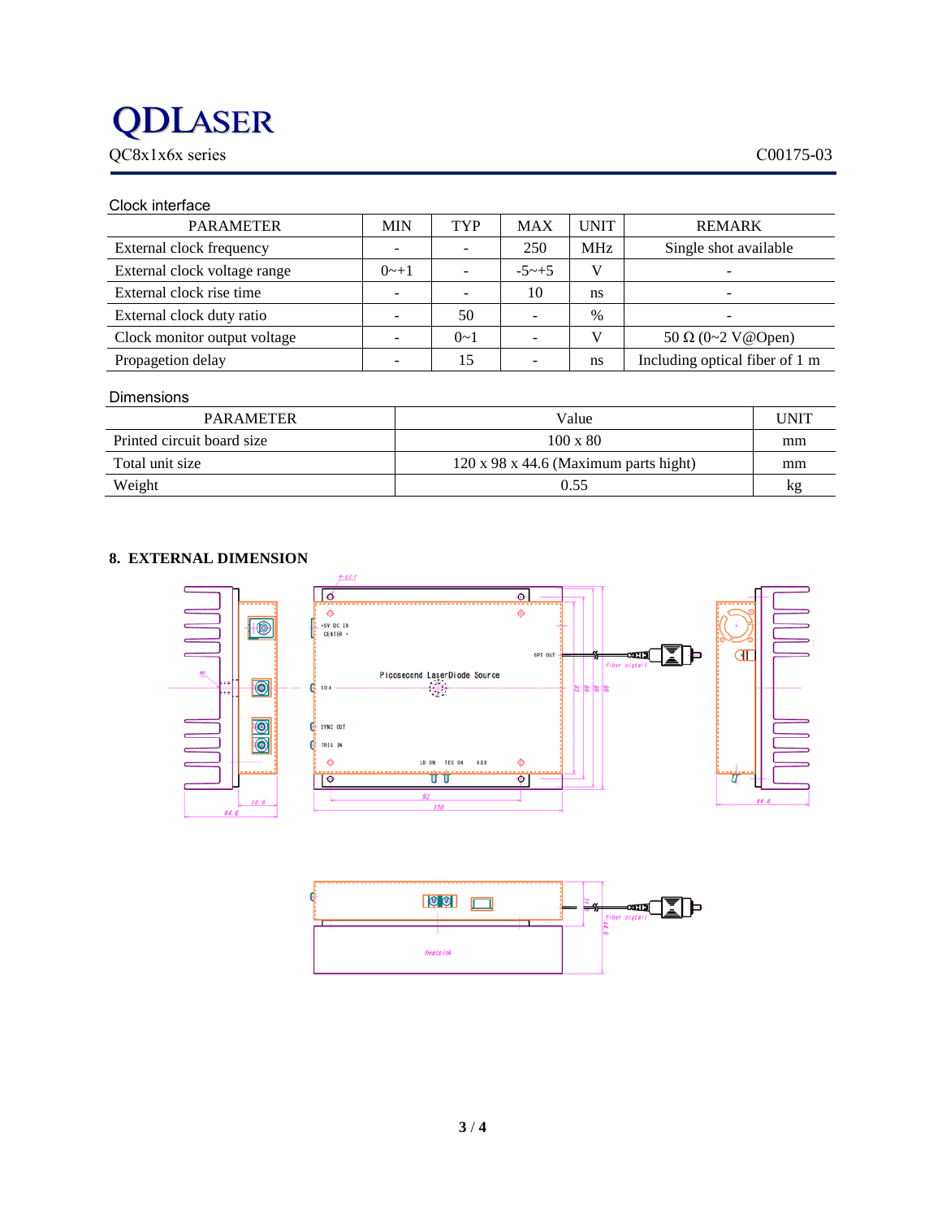Clock interface

| PARAMETER | MIN | TYP | MAX | UNIT | REMARK |
| --- | --- | --- | --- | --- | --- |
| External clock frequency | - | - | 250 | MHz | Single shot available |
| External clock voltage range | 0~+1 | - | -5~+5 | V | - |
| External clock rise time | - | - | 10 | ns | - |
| External clock duty ratio | - | 50 | - | % | - |
| Clock monitor output voltage | - | 0~1 | - | V | 50 Ω (0~2 V@Open) |
| Propagetion delay | - | 15 | - | ns | Including optical fiber of 1 m |

Dimensions

| PARAMETER | Value | UNIT |
| --- | --- | --- |
| Printed circuit board size | 100 x 80 | mm |
| Total unit size | 120 x 98 x 44.6 (Maximum parts hight) | mm |
| Weight | 0.55 | kg |

## 8. EXTERNAL DIMENSION

4-φ3.3

+5V DC IN
CENTER +

OPT OUT

fiber pigtail

Picosecond LaserDiode Source

SOA

SYNC OUT

TRIG IN

LD ON TEC ON USB

16.6

44.6

92

120

67

88

96

98

44.6

11

44.6

fiber pigtail

heatsink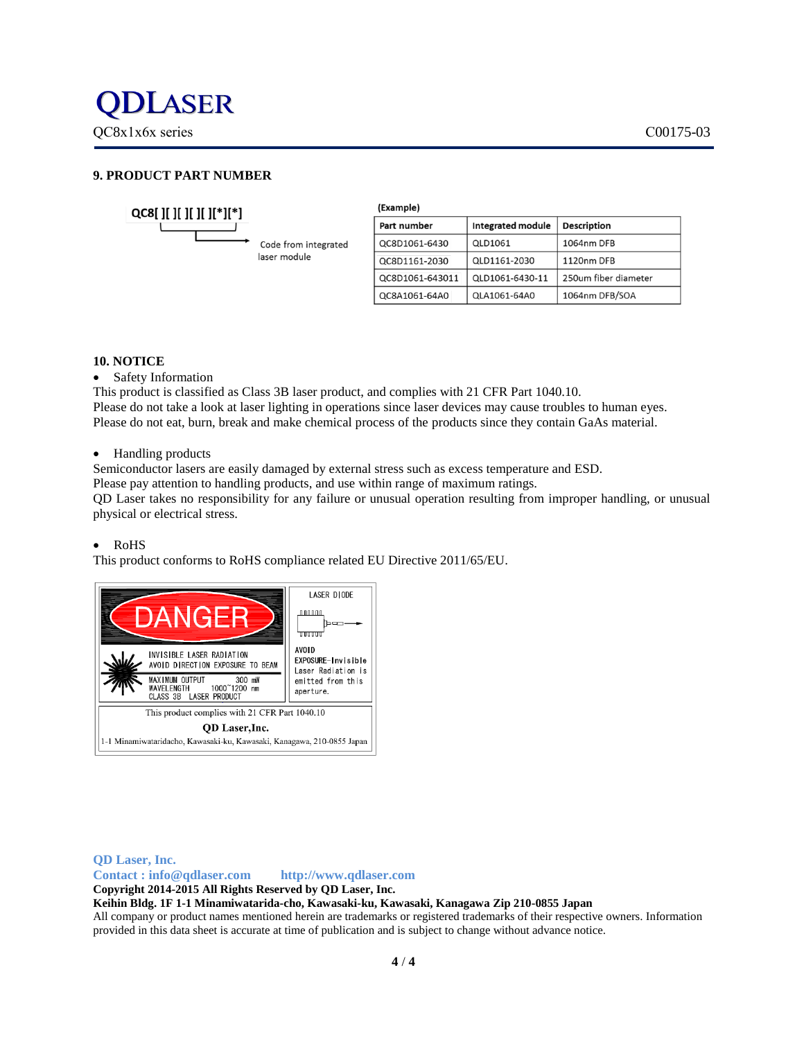## 9. PRODUCT PART NUMBER

QC8[ ][ ][ ][ ][*][*]

Code from integrated laser module

(Example)

| Part number | Integrated module | Description |
|---|---|---|
| QC8D1061-6430 | QLD1061 | 1064nm DFB |
| QC8D1161-2030 | QLD1161-2030 | 1120nm DFB |
| QC8D1061-643011 | QLD1061-6430-11 | 250um fiber diameter |
| QC8A1061-64A0 | QLA1061-64A0 | 1064nm DFB/SOA |

## 10. NOTICE

- Safety Information

This product is classified as Class 3B laser product, and complies with 21 CFR Part 1040.10.
Please do not take a look at laser lighting in operations since laser devices may cause troubles to human eyes.
Please do not eat, burn, break and make chemical process of the products since they contain GaAs material.

- Handling products

Semiconductor lasers are easily damaged by external stress such as excess temperature and ESD.
Please pay attention to handling products, and use within range of maximum ratings.
QD Laser takes no responsibility for any failure or unusual operation resulting from improper handling, or unusual physical or electrical stress.

- RoHS

This product conforms to RoHS compliance related EU Directive 2011/65/EU.

DANGER

INVISIBLE LASER RADIATION
AVOID DIRECTION EXPOSURE TO BEAM

MAXIMUM OUTPUT 300 mW
WAVELENGTH 1000~1200 nm
CLASS 3B LASER PRODUCT

LASER DIODE

AVOID EXPOSURE-Invisible Laser Radiation is emitted from this aperture.

This product complies with 21 CFR Part 1040.10

**QD Laser,Inc.**

1-1 Minamiwataridacho, Kawasaki-ku, Kawasaki, Kanagawa, 210-0855 Japan

**QD Laser, Inc.**
**Contact : info@qdlaser.com** **http://www.qdlaser.com**
**Copyright 2014-2015 All Rights Reserved by QD Laser, Inc.**
**Keihin Bldg. 1F 1-1 Minamiwatarida-cho, Kawasaki-ku, Kawasaki, Kanagawa Zip 210-0855 Japan**
All company or product names mentioned herein are trademarks or registered trademarks of their respective owners. Information provided in this data sheet is accurate at time of publication and is subject to change without advance notice.